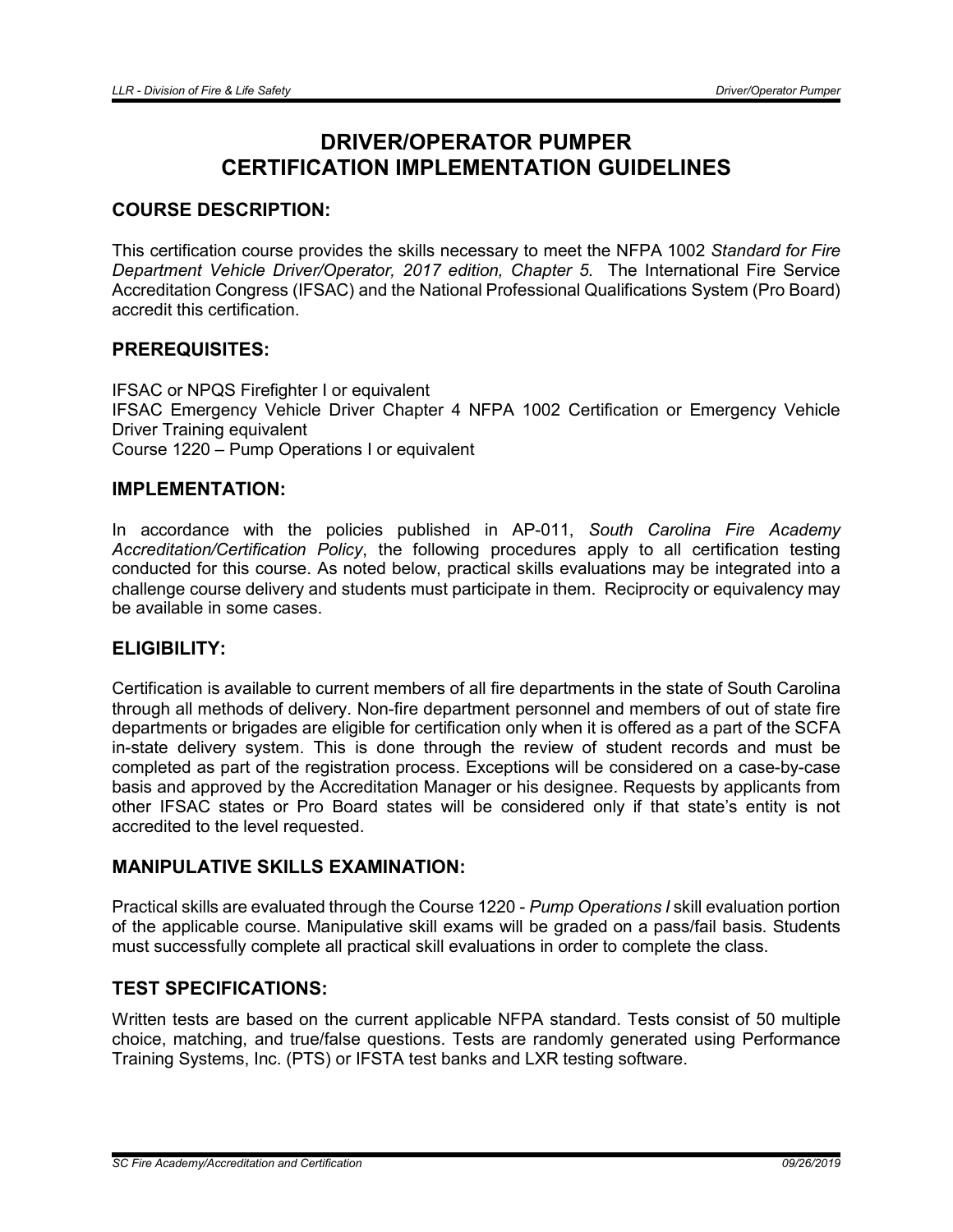# DRIVER/OPERATOR PUMPER CERTIFICATION IMPLEMENTATION GUIDELINES

## COURSE DESCRIPTION:

This certification course provides the skills necessary to meet the NFPA 1002 *Standard for Fire Department Vehicle Driver/Operator, 2017 edition, Chapter 5*. The International Fire Service Accreditation Congress (IFSAC) and the National Professional Qualifications System (Pro Board) accredit this certification.

## PREREQUISITES:

IFSAC or NPQS Firefighter I or equivalent
IFSAC Emergency Vehicle Driver Chapter 4 NFPA 1002 Certification or Emergency Vehicle Driver Training equivalent
Course 1220 – Pump Operations I or equivalent

## IMPLEMENTATION:

In accordance with the policies published in AP-011, *South Carolina Fire Academy Accreditation/Certification Policy*, the following procedures apply to all certification testing conducted for this course. As noted below, practical skills evaluations may be integrated into a challenge course delivery and students must participate in them. Reciprocity or equivalency may be available in some cases.

## ELIGIBILITY:

Certification is available to current members of all fire departments in the state of South Carolina through all methods of delivery. Non-fire department personnel and members of out of state fire departments or brigades are eligible for certification only when it is offered as a part of the SCFA in-state delivery system. This is done through the review of student records and must be completed as part of the registration process. Exceptions will be considered on a case-by-case basis and approved by the Accreditation Manager or his designee. Requests by applicants from other IFSAC states or Pro Board states will be considered only if that state's entity is not accredited to the level requested.

## MANIPULATIVE SKILLS EXAMINATION:

Practical skills are evaluated through the Course 1220 - *Pump Operations I* skill evaluation portion of the applicable course. Manipulative skill exams will be graded on a pass/fail basis. Students must successfully complete all practical skill evaluations in order to complete the class.

## TEST SPECIFICATIONS:

Written tests are based on the current applicable NFPA standard. Tests consist of 50 multiple choice, matching, and true/false questions. Tests are randomly generated using Performance Training Systems, Inc. (PTS) or IFSTA test banks and LXR testing software.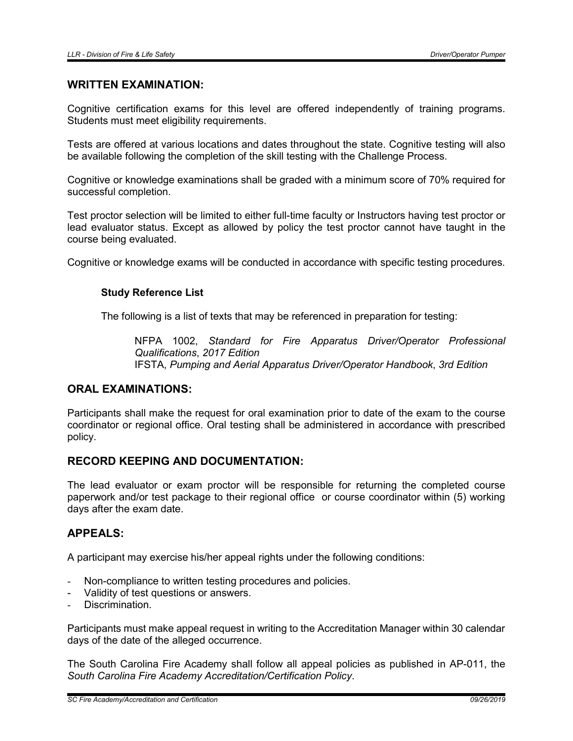## WRITTEN EXAMINATION:

Cognitive certification exams for this level are offered independently of training programs. Students must meet eligibility requirements.

Tests are offered at various locations and dates throughout the state. Cognitive testing will also be available following the completion of the skill testing with the Challenge Process.

Cognitive or knowledge examinations shall be graded with a minimum score of 70% required for successful completion.

Test proctor selection will be limited to either full-time faculty or Instructors having test proctor or lead evaluator status. Except as allowed by policy the test proctor cannot have taught in the course being evaluated.

Cognitive or knowledge exams will be conducted in accordance with specific testing procedures.

### Study Reference List

The following is a list of texts that may be referenced in preparation for testing:

NFPA 1002, *Standard for Fire Apparatus Driver/Operator Professional Qualifications*, *2017 Edition*
IFSTA, *Pumping and Aerial Apparatus Driver/Operator Handbook*, *3rd Edition*

## ORAL EXAMINATIONS:

Participants shall make the request for oral examination prior to date of the exam to the course coordinator or regional office. Oral testing shall be administered in accordance with prescribed policy.

## RECORD KEEPING AND DOCUMENTATION:

The lead evaluator or exam proctor will be responsible for returning the completed course paperwork and/or test package to their regional office or course coordinator within (5) working days after the exam date.

## APPEALS:

A participant may exercise his/her appeal rights under the following conditions:

- Non-compliance to written testing procedures and policies.
- Validity of test questions or answers.
- Discrimination.

Participants must make appeal request in writing to the Accreditation Manager within 30 calendar days of the date of the alleged occurrence.

The South Carolina Fire Academy shall follow all appeal policies as published in AP-011, the *South Carolina Fire Academy Accreditation/Certification Policy*.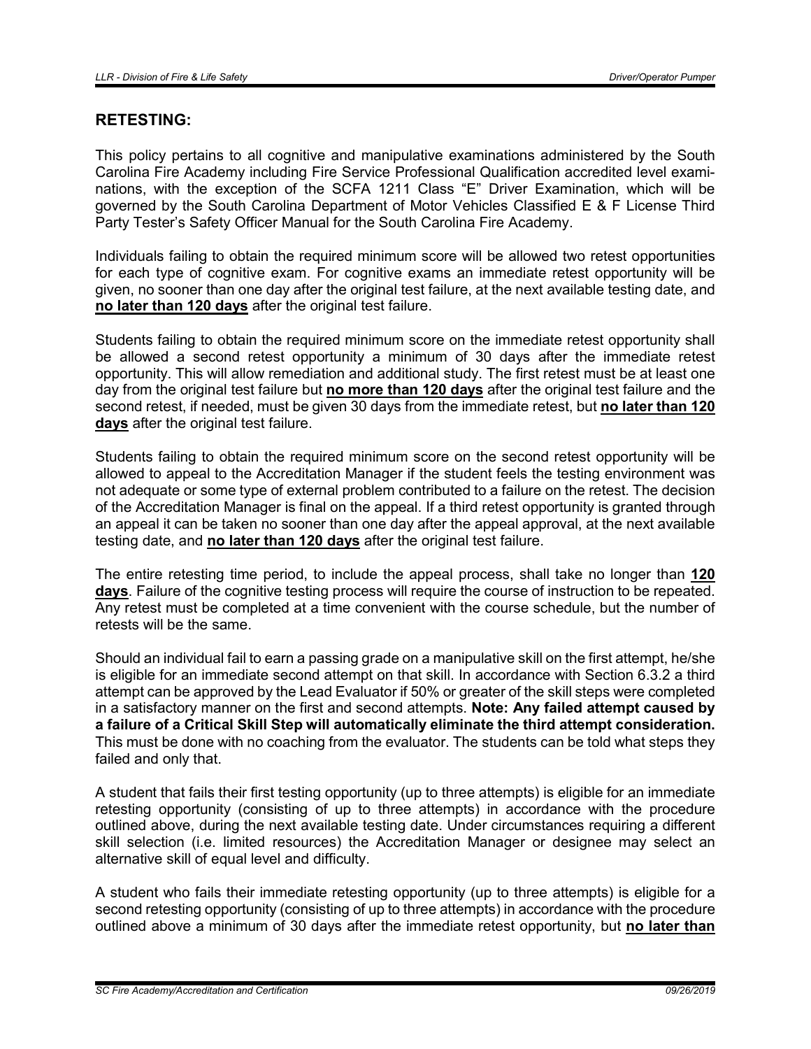## RETESTING:

This policy pertains to all cognitive and manipulative examinations administered by the South Carolina Fire Academy including Fire Service Professional Qualification accredited level examinations, with the exception of the SCFA 1211 Class "E" Driver Examination, which will be governed by the South Carolina Department of Motor Vehicles Classified E & F License Third Party Tester's Safety Officer Manual for the South Carolina Fire Academy.

Individuals failing to obtain the required minimum score will be allowed two retest opportunities for each type of cognitive exam. For cognitive exams an immediate retest opportunity will be given, no sooner than one day after the original test failure, at the next available testing date, and **no later than 120 days** after the original test failure.

Students failing to obtain the required minimum score on the immediate retest opportunity shall be allowed a second retest opportunity a minimum of 30 days after the immediate retest opportunity. This will allow remediation and additional study. The first retest must be at least one day from the original test failure but **no more than 120 days** after the original test failure and the second retest, if needed, must be given 30 days from the immediate retest, but **no later than 120 days** after the original test failure.

Students failing to obtain the required minimum score on the second retest opportunity will be allowed to appeal to the Accreditation Manager if the student feels the testing environment was not adequate or some type of external problem contributed to a failure on the retest. The decision of the Accreditation Manager is final on the appeal. If a third retest opportunity is granted through an appeal it can be taken no sooner than one day after the appeal approval, at the next available testing date, and **no later than 120 days** after the original test failure.

The entire retesting time period, to include the appeal process, shall take no longer than **120 days**. Failure of the cognitive testing process will require the course of instruction to be repeated. Any retest must be completed at a time convenient with the course schedule, but the number of retests will be the same.

Should an individual fail to earn a passing grade on a manipulative skill on the first attempt, he/she is eligible for an immediate second attempt on that skill. In accordance with Section 6.3.2 a third attempt can be approved by the Lead Evaluator if 50% or greater of the skill steps were completed in a satisfactory manner on the first and second attempts. **Note: Any failed attempt caused by a failure of a Critical Skill Step will automatically eliminate the third attempt consideration.** This must be done with no coaching from the evaluator. The students can be told what steps they failed and only that.

A student that fails their first testing opportunity (up to three attempts) is eligible for an immediate retesting opportunity (consisting of up to three attempts) in accordance with the procedure outlined above, during the next available testing date. Under circumstances requiring a different skill selection (i.e. limited resources) the Accreditation Manager or designee may select an alternative skill of equal level and difficulty.

A student who fails their immediate retesting opportunity (up to three attempts) is eligible for a second retesting opportunity (consisting of up to three attempts) in accordance with the procedure outlined above a minimum of 30 days after the immediate retest opportunity, but **no later than**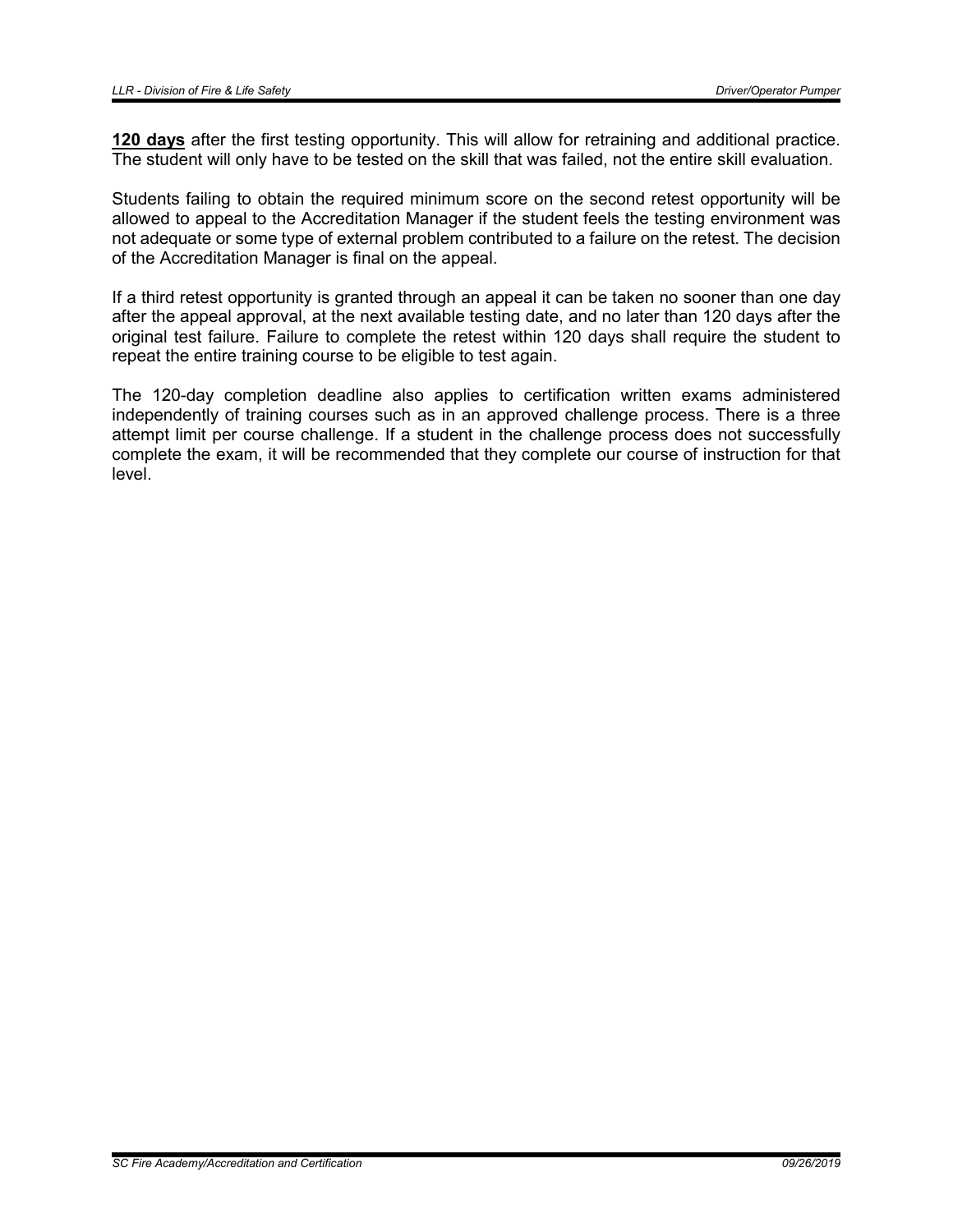**120 days** after the first testing opportunity. This will allow for retraining and additional practice. The student will only have to be tested on the skill that was failed, not the entire skill evaluation.

Students failing to obtain the required minimum score on the second retest opportunity will be allowed to appeal to the Accreditation Manager if the student feels the testing environment was not adequate or some type of external problem contributed to a failure on the retest. The decision of the Accreditation Manager is final on the appeal.

If a third retest opportunity is granted through an appeal it can be taken no sooner than one day after the appeal approval, at the next available testing date, and no later than 120 days after the original test failure. Failure to complete the retest within 120 days shall require the student to repeat the entire training course to be eligible to test again.

The 120-day completion deadline also applies to certification written exams administered independently of training courses such as in an approved challenge process. There is a three attempt limit per course challenge. If a student in the challenge process does not successfully complete the exam, it will be recommended that they complete our course of instruction for that level.